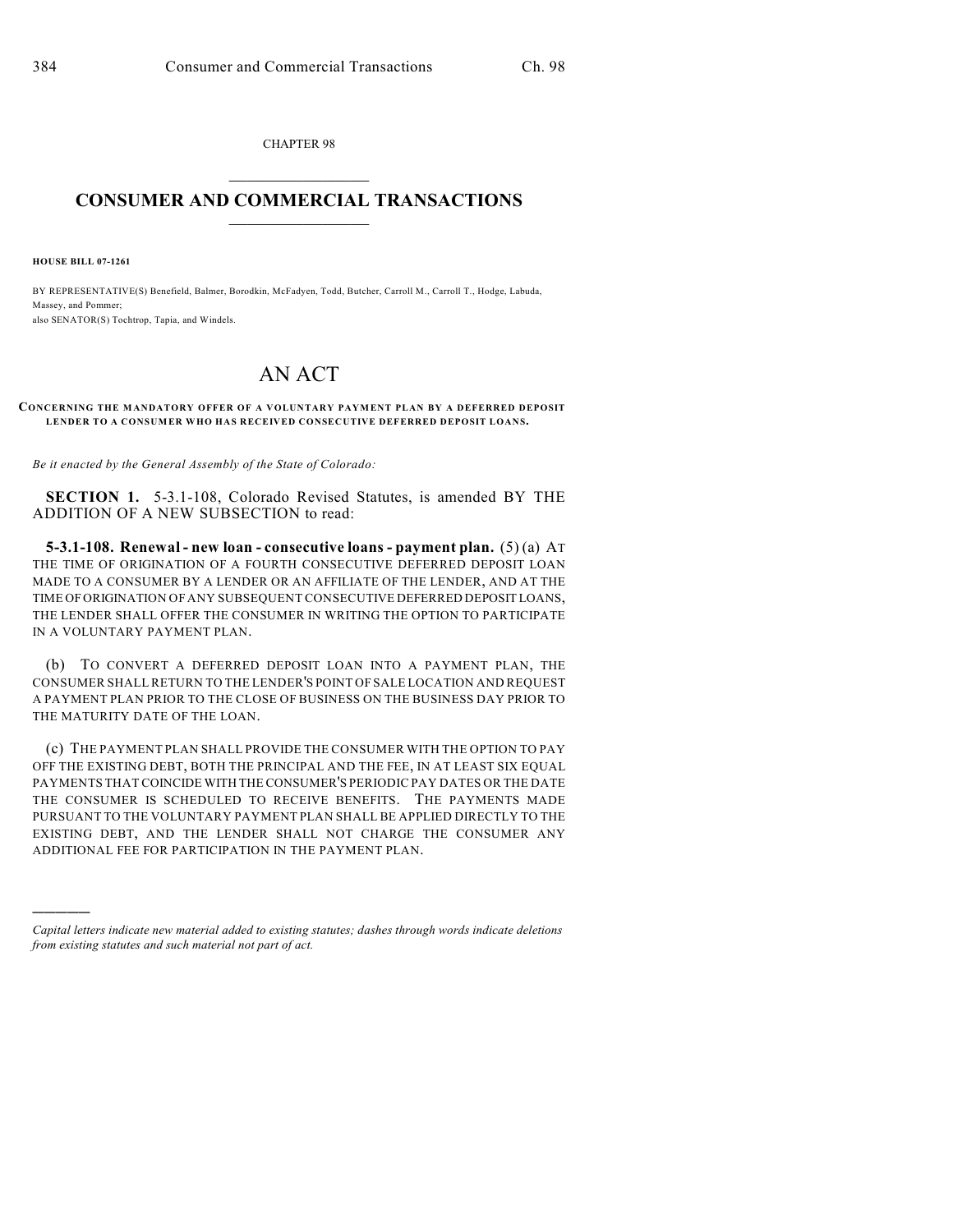CHAPTER 98

# CONSUMER AND COMMERCIAL TRANSACTIONS

**HOUSE BILL 07-1261**

BY REPRESENTATIVE(S) Benefield, Balmer, Borodkin, McFadyen, Todd, Butcher, Carroll M., Carroll T., Hodge, Labuda, Massey, and Pommer;
also SENATOR(S) Tochtrop, Tapia, and Windels.

# AN ACT

**CONCERNING THE MANDATORY OFFER OF A VOLUNTARY PAYMENT PLAN BY A DEFERRED DEPOSIT LENDER TO A CONSUMER WHO HAS RECEIVED CONSECUTIVE DEFERRED DEPOSIT LOANS.**

*Be it enacted by the General Assembly of the State of Colorado:*

**SECTION 1.** 5-3.1-108, Colorado Revised Statutes, is amended BY THE ADDITION OF A NEW SUBSECTION to read:

**5-3.1-108. Renewal - new loan - consecutive loans - payment plan.** (5) (a) AT THE TIME OF ORIGINATION OF A FOURTH CONSECUTIVE DEFERRED DEPOSIT LOAN MADE TO A CONSUMER BY A LENDER OR AN AFFILIATE OF THE LENDER, AND AT THE TIME OF ORIGINATION OF ANY SUBSEQUENT CONSECUTIVE DEFERRED DEPOSIT LOANS, THE LENDER SHALL OFFER THE CONSUMER IN WRITING THE OPTION TO PARTICIPATE IN A VOLUNTARY PAYMENT PLAN.

(b) TO CONVERT A DEFERRED DEPOSIT LOAN INTO A PAYMENT PLAN, THE CONSUMER SHALL RETURN TO THE LENDER'S POINT OF SALE LOCATION AND REQUEST A PAYMENT PLAN PRIOR TO THE CLOSE OF BUSINESS ON THE BUSINESS DAY PRIOR TO THE MATURITY DATE OF THE LOAN.

(c) THE PAYMENT PLAN SHALL PROVIDE THE CONSUMER WITH THE OPTION TO PAY OFF THE EXISTING DEBT, BOTH THE PRINCIPAL AND THE FEE, IN AT LEAST SIX EQUAL PAYMENTS THAT COINCIDE WITH THE CONSUMER'S PERIODIC PAY DATES OR THE DATE THE CONSUMER IS SCHEDULED TO RECEIVE BENEFITS. THE PAYMENTS MADE PURSUANT TO THE VOLUNTARY PAYMENT PLAN SHALL BE APPLIED DIRECTLY TO THE EXISTING DEBT, AND THE LENDER SHALL NOT CHARGE THE CONSUMER ANY ADDITIONAL FEE FOR PARTICIPATION IN THE PAYMENT PLAN.

---

*Capital letters indicate new material added to existing statutes; dashes through words indicate deletions from existing statutes and such material not part of act.*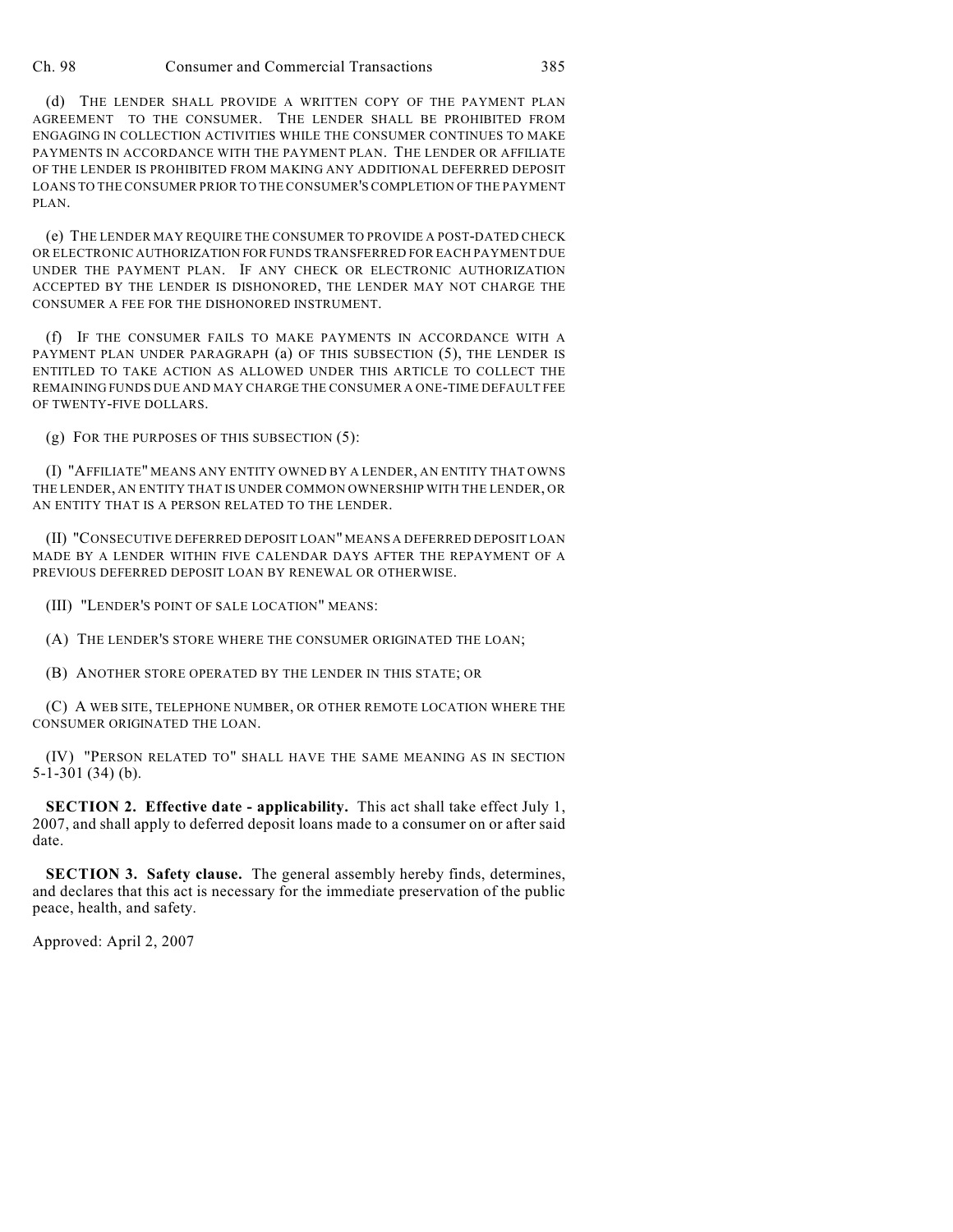(d) THE LENDER SHALL PROVIDE A WRITTEN COPY OF THE PAYMENT PLAN AGREEMENT TO THE CONSUMER. THE LENDER SHALL BE PROHIBITED FROM ENGAGING IN COLLECTION ACTIVITIES WHILE THE CONSUMER CONTINUES TO MAKE PAYMENTS IN ACCORDANCE WITH THE PAYMENT PLAN. THE LENDER OR AFFILIATE OF THE LENDER IS PROHIBITED FROM MAKING ANY ADDITIONAL DEFERRED DEPOSIT LOANS TO THE CONSUMER PRIOR TO THE CONSUMER'S COMPLETION OF THE PAYMENT PLAN.

(e) THE LENDER MAY REQUIRE THE CONSUMER TO PROVIDE A POST-DATED CHECK OR ELECTRONIC AUTHORIZATION FOR FUNDS TRANSFERRED FOR EACH PAYMENT DUE UNDER THE PAYMENT PLAN. IF ANY CHECK OR ELECTRONIC AUTHORIZATION ACCEPTED BY THE LENDER IS DISHONORED, THE LENDER MAY NOT CHARGE THE CONSUMER A FEE FOR THE DISHONORED INSTRUMENT.

(f) IF THE CONSUMER FAILS TO MAKE PAYMENTS IN ACCORDANCE WITH A PAYMENT PLAN UNDER PARAGRAPH (a) OF THIS SUBSECTION (5), THE LENDER IS ENTITLED TO TAKE ACTION AS ALLOWED UNDER THIS ARTICLE TO COLLECT THE REMAINING FUNDS DUE AND MAY CHARGE THE CONSUMER A ONE-TIME DEFAULT FEE OF TWENTY-FIVE DOLLARS.

(g) FOR THE PURPOSES OF THIS SUBSECTION (5):

(I) "AFFILIATE" MEANS ANY ENTITY OWNED BY A LENDER, AN ENTITY THAT OWNS THE LENDER, AN ENTITY THAT IS UNDER COMMON OWNERSHIP WITH THE LENDER, OR AN ENTITY THAT IS A PERSON RELATED TO THE LENDER.

(II) "CONSECUTIVE DEFERRED DEPOSIT LOAN" MEANS A DEFERRED DEPOSIT LOAN MADE BY A LENDER WITHIN FIVE CALENDAR DAYS AFTER THE REPAYMENT OF A PREVIOUS DEFERRED DEPOSIT LOAN BY RENEWAL OR OTHERWISE.

(III) "LENDER'S POINT OF SALE LOCATION" MEANS:

(A) THE LENDER'S STORE WHERE THE CONSUMER ORIGINATED THE LOAN;

(B) ANOTHER STORE OPERATED BY THE LENDER IN THIS STATE; OR

(C) A WEB SITE, TELEPHONE NUMBER, OR OTHER REMOTE LOCATION WHERE THE CONSUMER ORIGINATED THE LOAN.

(IV) "PERSON RELATED TO" SHALL HAVE THE SAME MEANING AS IN SECTION 5-1-301 (34) (b).

**SECTION 2. Effective date - applicability.** This act shall take effect July 1, 2007, and shall apply to deferred deposit loans made to a consumer on or after said date.

**SECTION 3. Safety clause.** The general assembly hereby finds, determines, and declares that this act is necessary for the immediate preservation of the public peace, health, and safety.

Approved: April 2, 2007